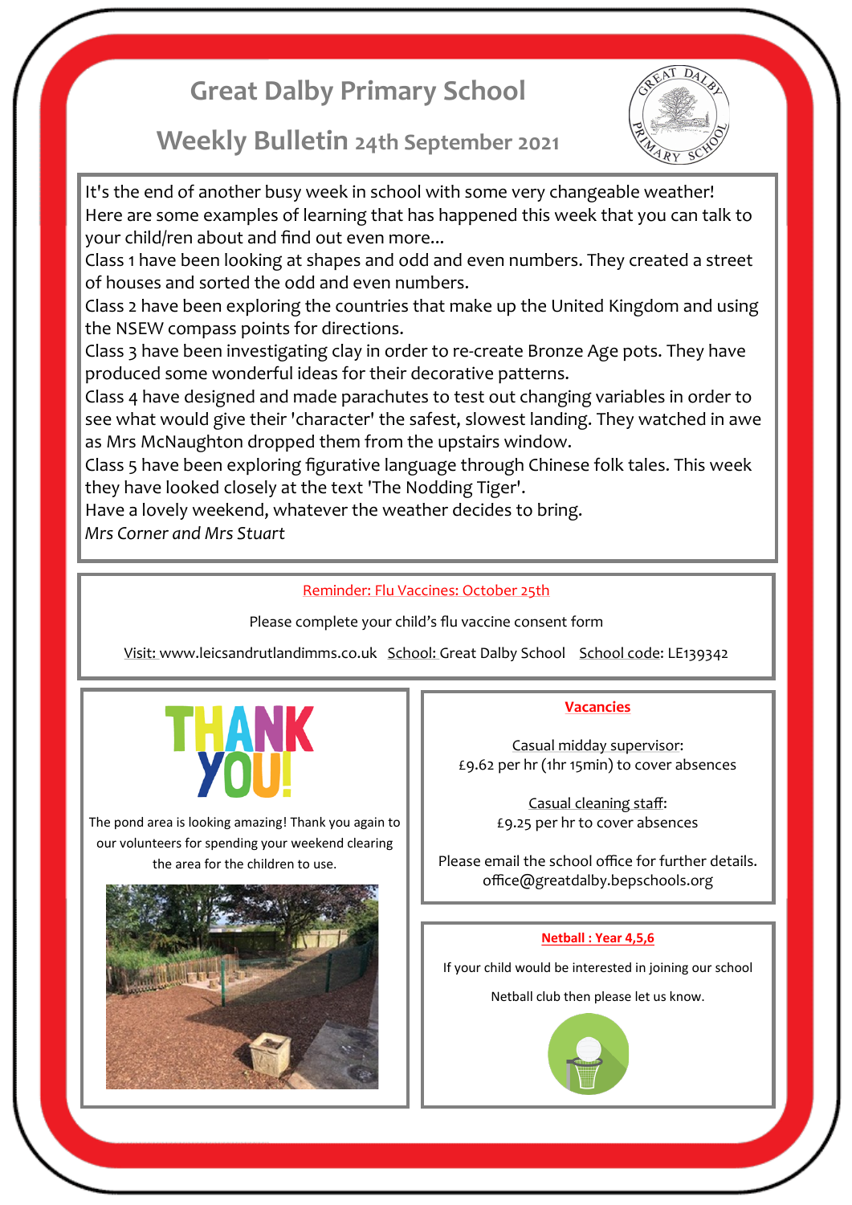# Great Dalby Primary School

## Weekly Bulletin 24th September 2021

It's the end of another busy week in school with some very changeable weather! Here are some examples of learning that has happened this week that you can talk to your child/ren about and find out even more...

Class 1 have been looking at shapes and odd and even numbers. They created a street of houses and sorted the odd and even numbers.

Class 2 have been exploring the countries that make up the United Kingdom and using the NSEW compass points for directions.

Class 3 have been investigating clay in order to re-create Bronze Age pots. They have produced some wonderful ideas for their decorative patterns.

Class 4 have designed and made parachutes to test out changing variables in order to see what would give their 'character' the safest, slowest landing. They watched in awe as Mrs McNaughton dropped them from the upstairs window.

Class 5 have been exploring figurative language through Chinese folk tales. This week they have looked closely at the text 'The Nodding Tiger'.

Have a lovely weekend, whatever the weather decides to bring.

*Mrs Corner and Mrs Stuart*

---

Reminder: Flu Vaccines: October 25th

Please complete your child's flu vaccine consent form

Visit: www.leicsandrutlandimms.co.uk School: Great Dalby School School code: LE139342

---

**THANK YOU!**

The pond area is looking amazing! Thank you again to our volunteers for spending your weekend clearing the area for the children to use.

---

**Vacancies**

Casual midday supervisor:
£9.62 per hr (1hr 15min) to cover absences

Casual cleaning staff:
£9.25 per hr to cover absences

Please email the school office for further details.
office@greatdalby.bepschools.org

---

**Netball : Year 4,5,6**

If your child would be interested in joining our school Netball club then please let us know.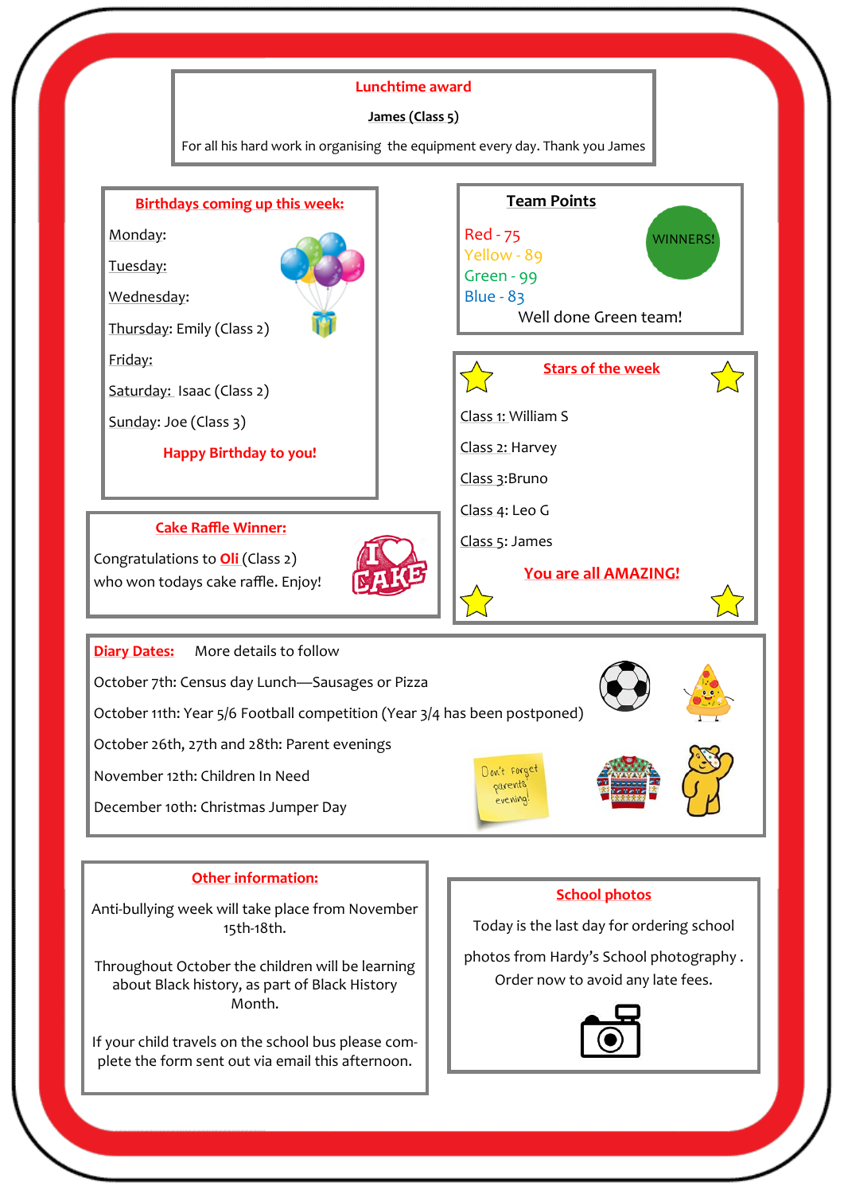## Lunchtime award

**James (Class 5)**

For all his hard work in organising the equipment every day. Thank you James

## Birthdays coming up this week:

Monday:

Tuesday:

Wednesday:

Thursday: Emily (Class 2)

Friday:

Saturday: Isaac (Class 2)

Sunday: Joe (Class 3)

**Happy Birthday to you!**

## Team Points

Red - 75

Yellow - 89

Green - 99

Blue - 83

WINNERS!

Well done Green team!

## Stars of the week

Class 1: William S

Class 2: Harvey

Class 3:Bruno

Class 4: Leo G

Class 5: James

**You are all AMAZING!**

## Cake Raffle Winner:

Congratulations to **Oli** (Class 2) who won todays cake raffle. Enjoy!

## Diary Dates:

More details to follow

October 7th: Census day Lunch—Sausages or Pizza

October 11th: Year 5/6 Football competition (Year 3/4 has been postponed)

October 26th, 27th and 28th: Parent evenings

November 12th: Children In Need

December 10th: Christmas Jumper Day

Don't forget parents evening!

## Other information:

Anti-bullying week will take place from November 15th-18th.

Throughout October the children will be learning about Black history, as part of Black History Month.

If your child travels on the school bus please complete the form sent out via email this afternoon.

## School photos

Today is the last day for ordering school photos from Hardy's School photography . Order now to avoid any late fees.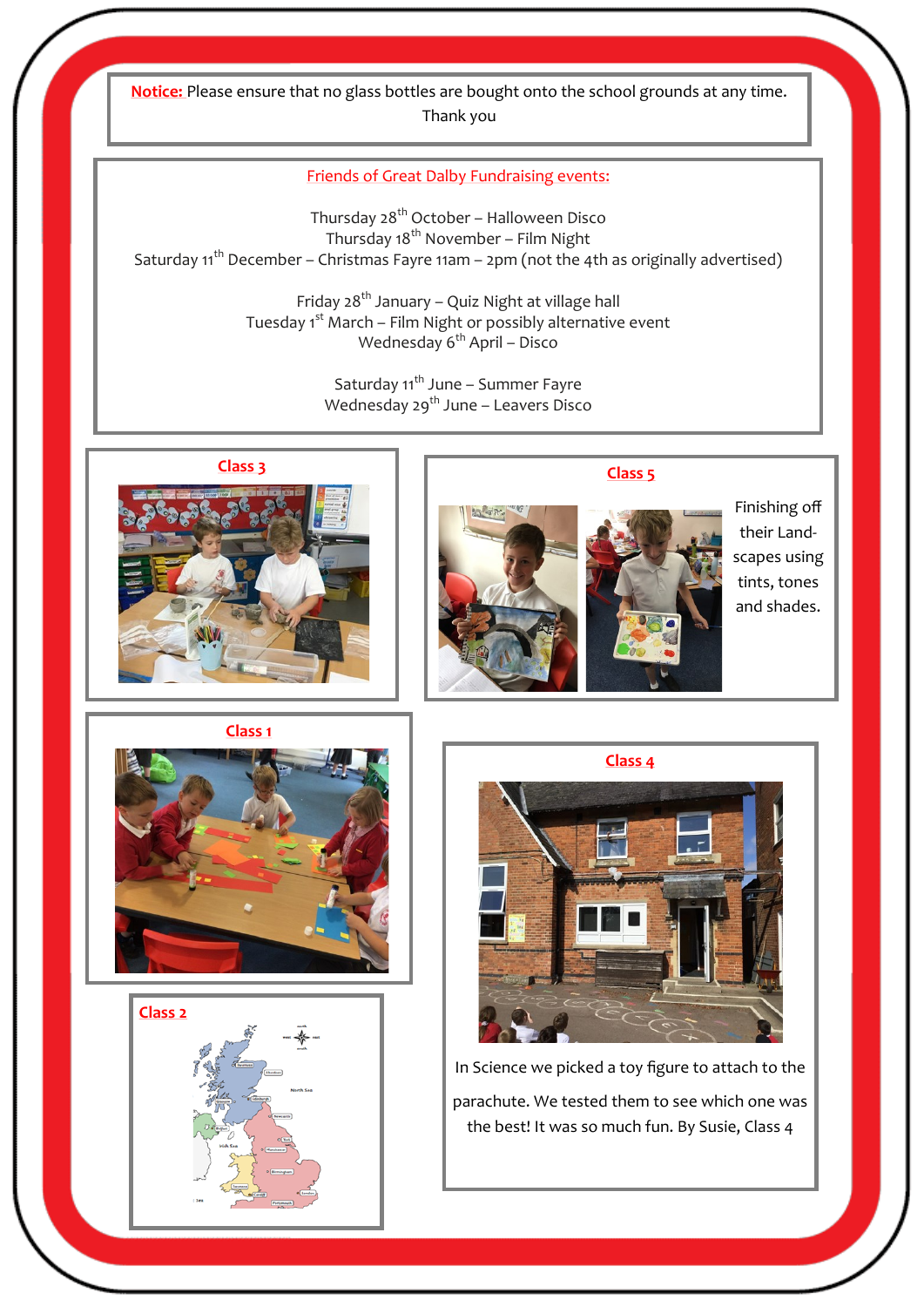**Notice:** Please ensure that no glass bottles are bought onto the school grounds at any time. Thank you

## Friends of Great Dalby Fundraising events:

Thursday 28th October – Halloween Disco
Thursday 18th November – Film Night
Saturday 11th December – Christmas Fayre 11am – 2pm (not the 4th as originally advertised)

Friday 28th January – Quiz Night at village hall
Tuesday 1st March – Film Night or possibly alternative event
Wednesday 6th April – Disco

Saturday 11th June – Summer Fayre
Wednesday 29th June – Leavers Disco

## Class 3

## Class 5

Finishing off their Land-scapes using tints, tones and shades.

## Class 1

## Class 4

In Science we picked a toy figure to attach to the parachute. We tested them to see which one was the best! It was so much fun. By Susie, Class 4

## Class 2